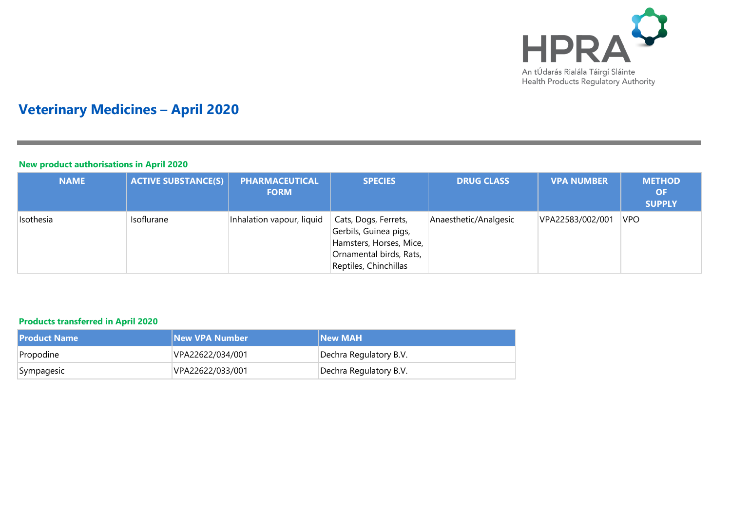# Veterinary Medicines – April 2020

## New product authorisations in April 2020

| NAME | ACTIVE SUBSTANCE(S) | PHARMACEUTICAL FORM | SPECIES | DRUG CLASS | VPA NUMBER | METHOD OF SUPPLY |
|---|---|---|---|---|---|---|
| Isothesia | Isoflurane | Inhalation vapour, liquid | Cats, Dogs, Ferrets, Gerbils, Guinea pigs, Hamsters, Horses, Mice, Ornamental birds, Rats, Reptiles, Chinchillas | Anaesthetic/Analgesic | VPA22583/002/001 | VPO |

## Products transferred in April 2020

| Product Name | New VPA Number | New MAH |
|---|---|---|
| Propodine | VPA22622/034/001 | Dechra Regulatory B.V. |
| Sympagesic | VPA22622/033/001 | Dechra Regulatory B.V. |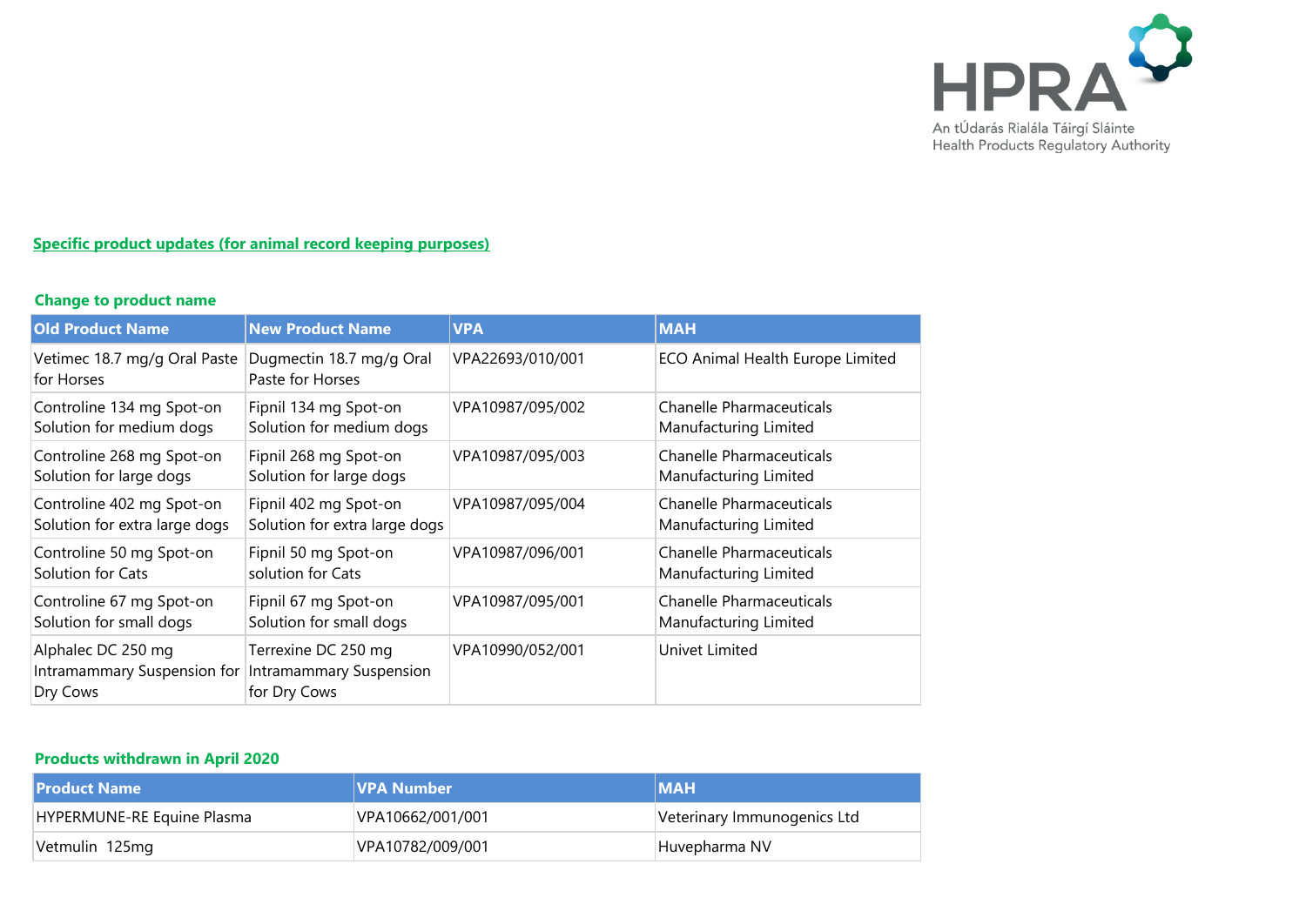## Specific product updates (for animal record keeping purposes)

### Change to product name

| Old Product Name | New Product Name | VPA | MAH |
|---|---|---|---|
| Vetimec 18.7 mg/g Oral Paste for Horses | Dugmectin 18.7 mg/g Oral Paste for Horses | VPA22693/010/001 | ECO Animal Health Europe Limited |
| Controline 134 mg Spot-on Solution for medium dogs | Fipnil 134 mg Spot-on Solution for medium dogs | VPA10987/095/002 | Chanelle Pharmaceuticals Manufacturing Limited |
| Controline 268 mg Spot-on Solution for large dogs | Fipnil 268 mg Spot-on Solution for large dogs | VPA10987/095/003 | Chanelle Pharmaceuticals Manufacturing Limited |
| Controline 402 mg Spot-on Solution for extra large dogs | Fipnil 402 mg Spot-on Solution for extra large dogs | VPA10987/095/004 | Chanelle Pharmaceuticals Manufacturing Limited |
| Controline 50 mg Spot-on Solution for Cats | Fipnil 50 mg Spot-on solution for Cats | VPA10987/096/001 | Chanelle Pharmaceuticals Manufacturing Limited |
| Controline 67 mg Spot-on Solution for small dogs | Fipnil 67 mg Spot-on Solution for small dogs | VPA10987/095/001 | Chanelle Pharmaceuticals Manufacturing Limited |
| Alphalec DC 250 mg Intramammary Suspension for Dry Cows | Terrexine DC 250 mg Intramammary Suspension for Dry Cows | VPA10990/052/001 | Univet Limited |

### Products withdrawn in April 2020

| Product Name | VPA Number | MAH |
|---|---|---|
| HYPERMUNE-RE Equine Plasma | VPA10662/001/001 | Veterinary Immunogenics Ltd |
| Vetmulin 125mg | VPA10782/009/001 | Huvepharma NV |